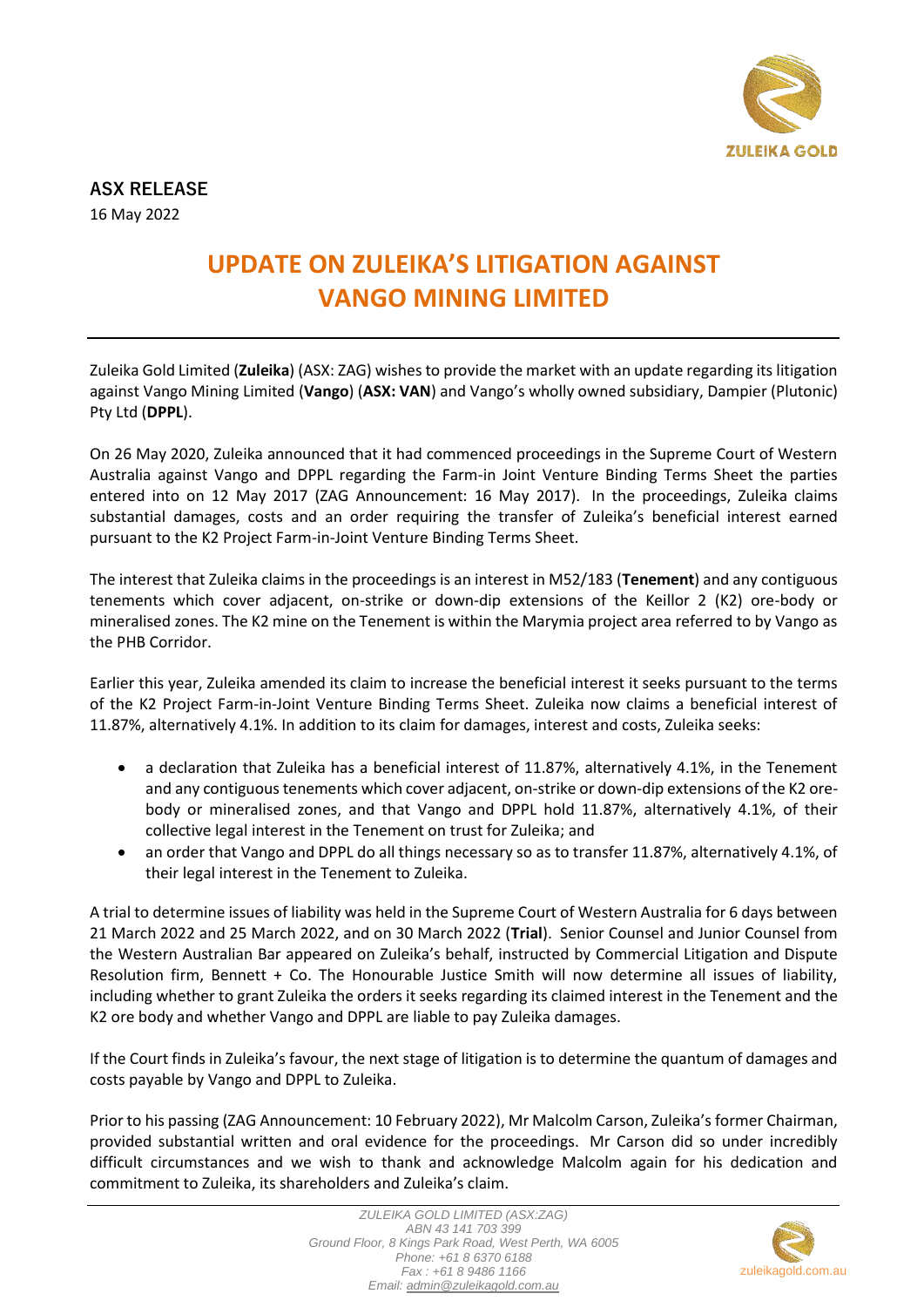**ASX RELEASE**

16 May 2022

# UPDATE ON ZULEIKA'S LITIGATION AGAINST VANGO MINING LIMITED

Zuleika Gold Limited (**Zuleika**) (ASX: ZAG) wishes to provide the market with an update regarding its litigation against Vango Mining Limited (**Vango**) (**ASX: VAN**) and Vango's wholly owned subsidiary, Dampier (Plutonic) Pty Ltd (**DPPL**).

On 26 May 2020, Zuleika announced that it had commenced proceedings in the Supreme Court of Western Australia against Vango and DPPL regarding the Farm-in Joint Venture Binding Terms Sheet the parties entered into on 12 May 2017 (ZAG Announcement: 16 May 2017). In the proceedings, Zuleika claims substantial damages, costs and an order requiring the transfer of Zuleika's beneficial interest earned pursuant to the K2 Project Farm-in-Joint Venture Binding Terms Sheet.

The interest that Zuleika claims in the proceedings is an interest in M52/183 (**Tenement**) and any contiguous tenements which cover adjacent, on-strike or down-dip extensions of the Keillor 2 (K2) ore-body or mineralised zones. The K2 mine on the Tenement is within the Marymia project area referred to by Vango as the PHB Corridor.

Earlier this year, Zuleika amended its claim to increase the beneficial interest it seeks pursuant to the terms of the K2 Project Farm-in-Joint Venture Binding Terms Sheet. Zuleika now claims a beneficial interest of 11.87%, alternatively 4.1%. In addition to its claim for damages, interest and costs, Zuleika seeks:

- a declaration that Zuleika has a beneficial interest of 11.87%, alternatively 4.1%, in the Tenement and any contiguous tenements which cover adjacent, on-strike or down-dip extensions of the K2 ore-body or mineralised zones, and that Vango and DPPL hold 11.87%, alternatively 4.1%, of their collective legal interest in the Tenement on trust for Zuleika; and
- an order that Vango and DPPL do all things necessary so as to transfer 11.87%, alternatively 4.1%, of their legal interest in the Tenement to Zuleika.

A trial to determine issues of liability was held in the Supreme Court of Western Australia for 6 days between 21 March 2022 and 25 March 2022, and on 30 March 2022 (**Trial**). Senior Counsel and Junior Counsel from the Western Australian Bar appeared on Zuleika's behalf, instructed by Commercial Litigation and Dispute Resolution firm, Bennett + Co. The Honourable Justice Smith will now determine all issues of liability, including whether to grant Zuleika the orders it seeks regarding its claimed interest in the Tenement and the K2 ore body and whether Vango and DPPL are liable to pay Zuleika damages.

If the Court finds in Zuleika's favour, the next stage of litigation is to determine the quantum of damages and costs payable by Vango and DPPL to Zuleika.

Prior to his passing (ZAG Announcement: 10 February 2022), Mr Malcolm Carson, Zuleika's former Chairman, provided substantial written and oral evidence for the proceedings. Mr Carson did so under incredibly difficult circumstances and we wish to thank and acknowledge Malcolm again for his dedication and commitment to Zuleika, its shareholders and Zuleika's claim.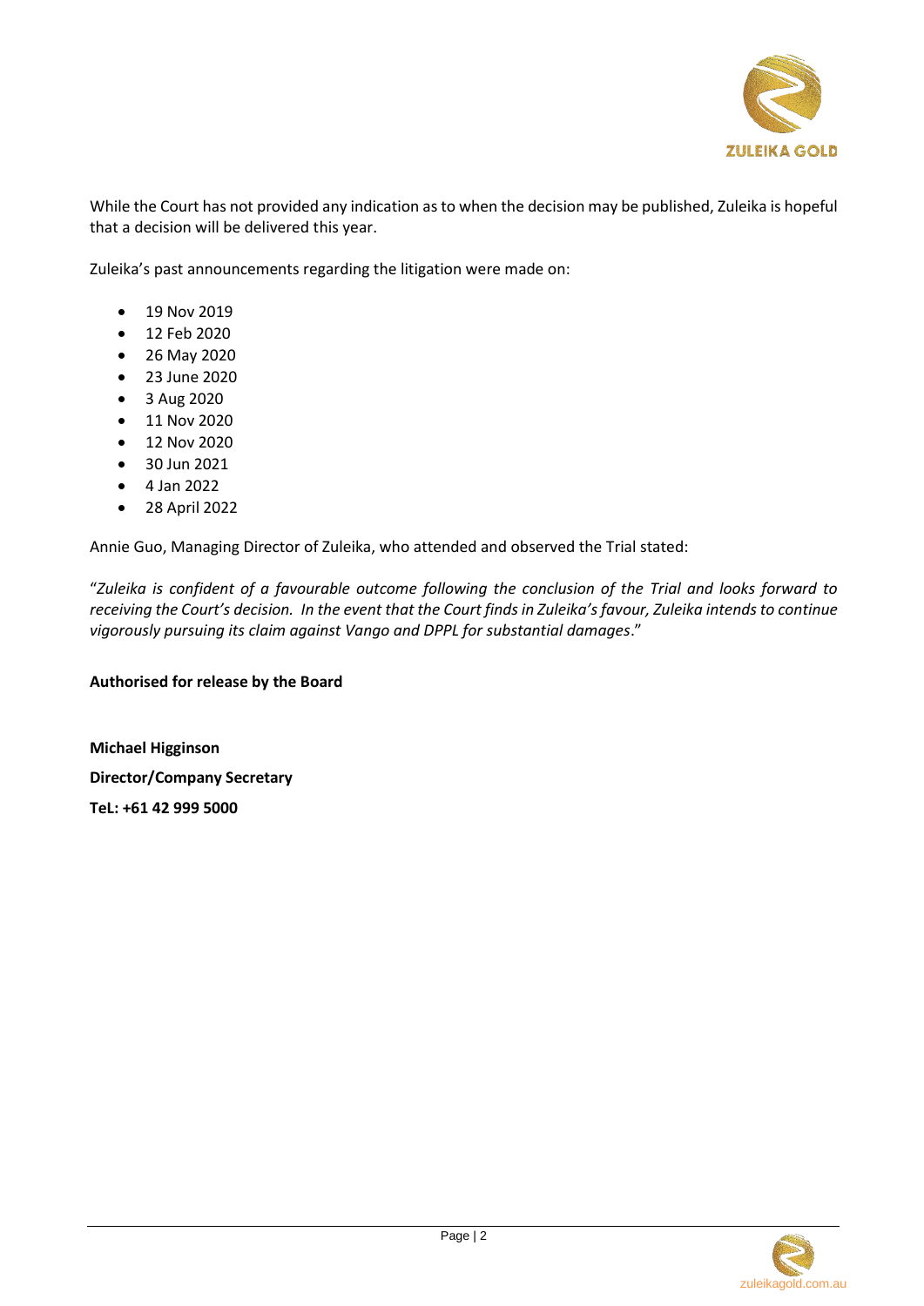While the Court has not provided any indication as to when the decision may be published, Zuleika is hopeful that a decision will be delivered this year.

Zuleika's past announcements regarding the litigation were made on:

- 19 Nov 2019
- 12 Feb 2020
- 26 May 2020
- 23 June 2020
- 3 Aug 2020
- 11 Nov 2020
- 12 Nov 2020
- 30 Jun 2021
- 4 Jan 2022
- 28 April 2022

Annie Guo, Managing Director of Zuleika, who attended and observed the Trial stated:

"*Zuleika is confident of a favourable outcome following the conclusion of the Trial and looks forward to receiving the Court's decision. In the event that the Court finds in Zuleika's favour, Zuleika intends to continue vigorously pursuing its claim against Vango and DPPL for substantial damages*."

**Authorised for release by the Board**

**Michael Higginson**

**Director/Company Secretary**

**TeL: +61 42 999 5000**